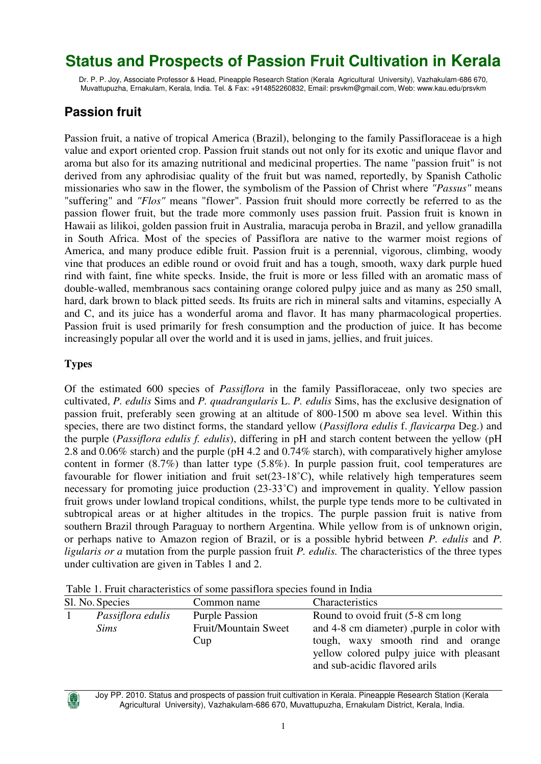# Status and Prospects of Passion Fruit Cultivation in Kerala

Dr. P. P. Joy, Associate Professor & Head, Pineapple Research Station (Kerala Agricultural University), Vazhakulam-686 670, Muvattupuzha, Ernakulam, Kerala, India. Tel. & Fax: +914852260832, Email: prsvkm@gmail.com, Web: www.kau.edu/prsvkm

## Passion fruit

Passion fruit, a native of tropical America (Brazil), belonging to the family Passifloraceae is a high value and export oriented crop. Passion fruit stands out not only for its exotic and unique flavor and aroma but also for its amazing nutritional and medicinal properties. The name "passion fruit" is not derived from any aphrodisiac quality of the fruit but was named, reportedly, by Spanish Catholic missionaries who saw in the flower, the symbolism of the Passion of Christ where *"Passus"* means "suffering" and *"Flos"* means "flower". Passion fruit should more correctly be referred to as the passion flower fruit, but the trade more commonly uses passion fruit. Passion fruit is known in Hawaii as lilikoi, golden passion fruit in Australia, maracuja peroba in Brazil, and yellow granadilla in South Africa. Most of the species of Passiflora are native to the warmer moist regions of America, and many produce edible fruit. Passion fruit is a perennial, vigorous, climbing, woody vine that produces an edible round or ovoid fruit and has a tough, smooth, waxy dark purple hued rind with faint, fine white specks. Inside, the fruit is more or less filled with an aromatic mass of double-walled, membranous sacs containing orange colored pulpy juice and as many as 250 small, hard, dark brown to black pitted seeds. Its fruits are rich in mineral salts and vitamins, especially A and C, and its juice has a wonderful aroma and flavor. It has many pharmacological properties. Passion fruit is used primarily for fresh consumption and the production of juice. It has become increasingly popular all over the world and it is used in jams, jellies, and fruit juices.

### Types

Of the estimated 600 species of *Passiflora* in the family Passifloraceae, only two species are cultivated, *P. edulis* Sims and *P. quadrangularis* L. *P. edulis* Sims, has the exclusive designation of passion fruit, preferably seen growing at an altitude of 800-1500 m above sea level. Within this species, there are two distinct forms, the standard yellow (*Passiflora edulis* f. *flavicarpa* Deg.) and the purple (*Passiflora edulis f. edulis*), differing in pH and starch content between the yellow (pH 2.8 and 0.06% starch) and the purple (pH 4.2 and 0.74% starch), with comparatively higher amylose content in former (8.7%) than latter type (5.8%). In purple passion fruit, cool temperatures are favourable for flower initiation and fruit set(23-18˚C), while relatively high temperatures seem necessary for promoting juice production (23-33˚C) and improvement in quality. Yellow passion fruit grows under lowland tropical conditions, whilst, the purple type tends more to be cultivated in subtropical areas or at higher altitudes in the tropics. The purple passion fruit is native from southern Brazil through Paraguay to northern Argentina. While yellow from is of unknown origin, or perhaps native to Amazon region of Brazil, or is a possible hybrid between *P. edulis* and *P. ligularis or a* mutation from the purple passion fruit *P. edulis.* The characteristics of the three types under cultivation are given in Tables 1 and 2.

Table 1. Fruit characteristics of some passiflora species found in India

| Sl. No. | Species | Common name | Characteristics |
|---|---|---|---|
| 1 | *Passiflora edulis Sims* | Purple Passion Fruit/Mountain Sweet Cup | Round to ovoid fruit (5-8 cm long and 4-8 cm diameter) ,purple in color with tough, waxy smooth rind and orange yellow colored pulpy juice with pleasant and sub-acidic flavored arils |

Joy PP. 2010. Status and prospects of passion fruit cultivation in Kerala. Pineapple Research Station (Kerala Agricultural University), Vazhakulam-686 670, Muvattupuzha, Ernakulam District, Kerala, India.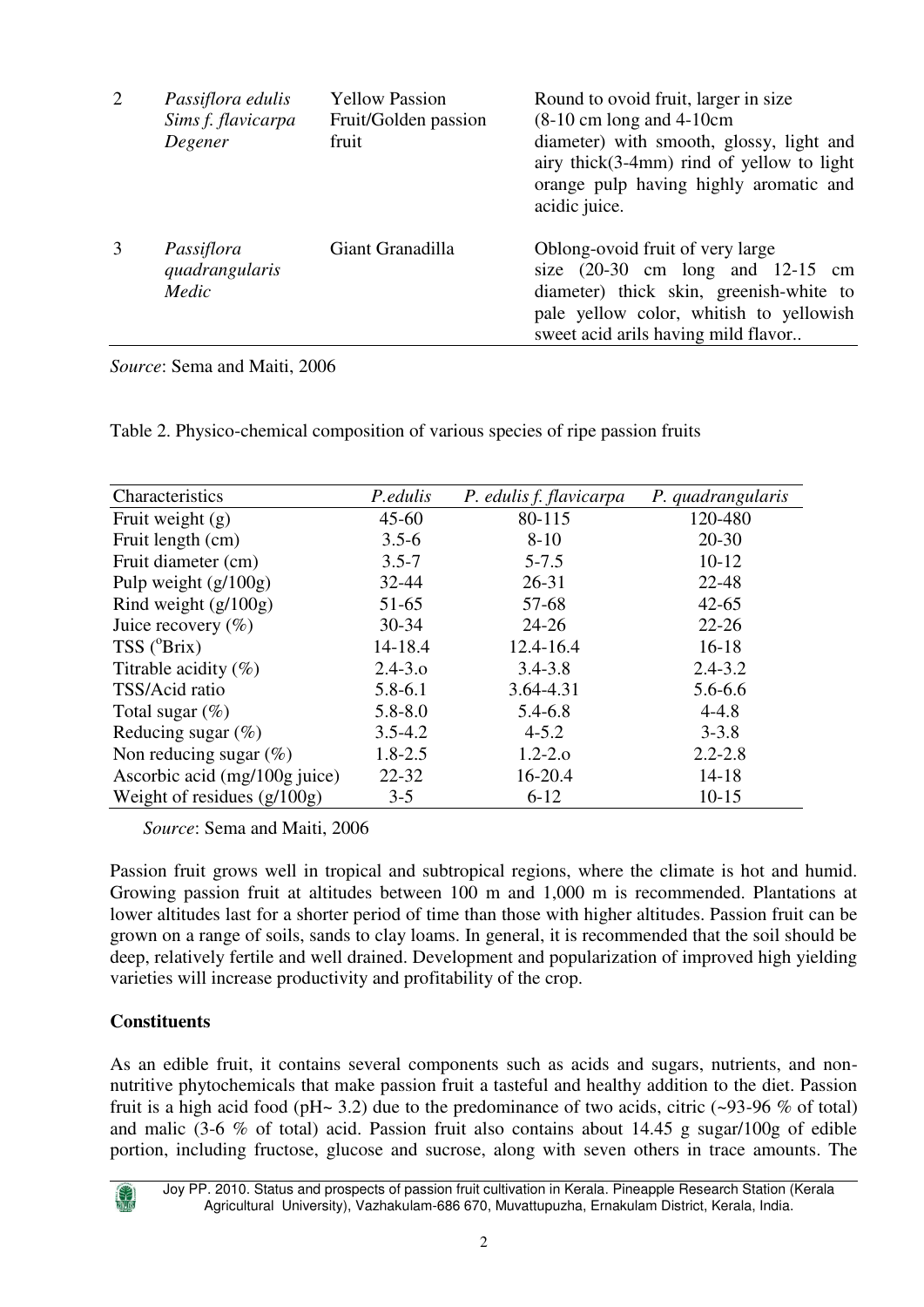| 2 | *Passiflora edulis Sims f. flavicarpa Degener* | Yellow Passion Fruit/Golden passion fruit | Round to ovoid fruit, larger in size (8-10 cm long and 4-10cm diameter) with smooth, glossy, light and airy thick(3-4mm) rind of yellow to light orange pulp having highly aromatic and acidic juice. |
|---|---|---|---|
| 3 | *Passiflora quadrangularis Medic* | Giant Granadilla | Oblong-ovoid fruit of very large size (20-30 cm long and 12-15 cm diameter) thick skin, greenish-white to pale yellow color, whitish to yellowish sweet acid arils having mild flavor.. |

*Source*: Sema and Maiti, 2006

Table 2. Physico-chemical composition of various species of ripe passion fruits

| Characteristics | *P.edulis* | *P. edulis f. flavicarpa* | *P. quadrangularis* |
|---|---|---|---|
| Fruit weight (g) | 45-60 | 80-115 | 120-480 |
| Fruit length (cm) | 3.5-6 | 8-10 | 20-30 |
| Fruit diameter (cm) | 3.5-7 | 5-7.5 | 10-12 |
| Pulp weight (g/100g) | 32-44 | 26-31 | 22-48 |
| Rind weight (g/100g) | 51-65 | 57-68 | 42-65 |
| Juice recovery (%) | 30-34 | 24-26 | 22-26 |
| TSS (°Brix) | 14-18.4 | 12.4-16.4 | 16-18 |
| Titrable acidity (%) | 2.4-3.o | 3.4-3.8 | 2.4-3.2 |
| TSS/Acid ratio | 5.8-6.1 | 3.64-4.31 | 5.6-6.6 |
| Total sugar (%) | 5.8-8.0 | 5.4-6.8 | 4-4.8 |
| Reducing sugar (%) | 3.5-4.2 | 4-5.2 | 3-3.8 |
| Non reducing sugar (%) | 1.8-2.5 | 1.2-2.o | 2.2-2.8 |
| Ascorbic acid (mg/100g juice) | 22-32 | 16-20.4 | 14-18 |
| Weight of residues (g/100g) | 3-5 | 6-12 | 10-15 |

*Source*: Sema and Maiti, 2006

Passion fruit grows well in tropical and subtropical regions, where the climate is hot and humid. Growing passion fruit at altitudes between 100 m and 1,000 m is recommended. Plantations at lower altitudes last for a shorter period of time than those with higher altitudes. Passion fruit can be grown on a range of soils, sands to clay loams. In general, it is recommended that the soil should be deep, relatively fertile and well drained. Development and popularization of improved high yielding varieties will increase productivity and profitability of the crop.

**Constituents**

As an edible fruit, it contains several components such as acids and sugars, nutrients, and non-nutritive phytochemicals that make passion fruit a tasteful and healthy addition to the diet. Passion fruit is a high acid food (pH~ 3.2) due to the predominance of two acids, citric (~93-96 % of total) and malic (3-6 % of total) acid. Passion fruit also contains about 14.45 g sugar/100g of edible portion, including fructose, glucose and sucrose, along with seven others in trace amounts. The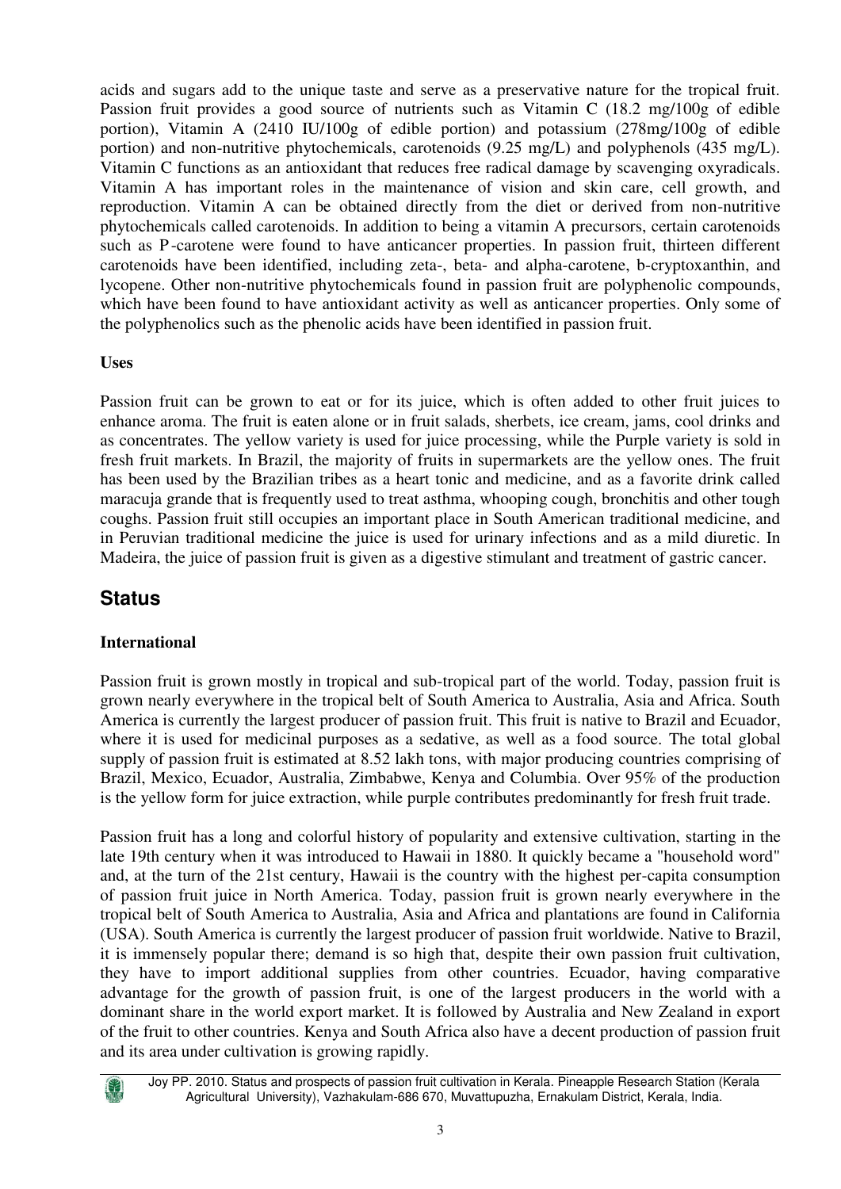acids and sugars add to the unique taste and serve as a preservative nature for the tropical fruit. Passion fruit provides a good source of nutrients such as Vitamin C (18.2 mg/100g of edible portion), Vitamin A (2410 IU/100g of edible portion) and potassium (278mg/100g of edible portion) and non-nutritive phytochemicals, carotenoids (9.25 mg/L) and polyphenols (435 mg/L). Vitamin C functions as an antioxidant that reduces free radical damage by scavenging oxyradicals. Vitamin A has important roles in the maintenance of vision and skin care, cell growth, and reproduction. Vitamin A can be obtained directly from the diet or derived from non-nutritive phytochemicals called carotenoids. In addition to being a vitamin A precursors, certain carotenoids such as P-carotene were found to have anticancer properties. In passion fruit, thirteen different carotenoids have been identified, including zeta-, beta- and alpha-carotene, b-cryptoxanthin, and lycopene. Other non-nutritive phytochemicals found in passion fruit are polyphenolic compounds, which have been found to have antioxidant activity as well as anticancer properties. Only some of the polyphenolics such as the phenolic acids have been identified in passion fruit.

**Uses**

Passion fruit can be grown to eat or for its juice, which is often added to other fruit juices to enhance aroma. The fruit is eaten alone or in fruit salads, sherbets, ice cream, jams, cool drinks and as concentrates. The yellow variety is used for juice processing, while the Purple variety is sold in fresh fruit markets. In Brazil, the majority of fruits in supermarkets are the yellow ones. The fruit has been used by the Brazilian tribes as a heart tonic and medicine, and as a favorite drink called maracuja grande that is frequently used to treat asthma, whooping cough, bronchitis and other tough coughs. Passion fruit still occupies an important place in South American traditional medicine, and in Peruvian traditional medicine the juice is used for urinary infections and as a mild diuretic. In Madeira, the juice of passion fruit is given as a digestive stimulant and treatment of gastric cancer.

## Status

**International**

Passion fruit is grown mostly in tropical and sub-tropical part of the world. Today, passion fruit is grown nearly everywhere in the tropical belt of South America to Australia, Asia and Africa. South America is currently the largest producer of passion fruit. This fruit is native to Brazil and Ecuador, where it is used for medicinal purposes as a sedative, as well as a food source. The total global supply of passion fruit is estimated at 8.52 lakh tons, with major producing countries comprising of Brazil, Mexico, Ecuador, Australia, Zimbabwe, Kenya and Columbia. Over 95% of the production is the yellow form for juice extraction, while purple contributes predominantly for fresh fruit trade.

Passion fruit has a long and colorful history of popularity and extensive cultivation, starting in the late 19th century when it was introduced to Hawaii in 1880. It quickly became a "household word" and, at the turn of the 21st century, Hawaii is the country with the highest per-capita consumption of passion fruit juice in North America. Today, passion fruit is grown nearly everywhere in the tropical belt of South America to Australia, Asia and Africa and plantations are found in California (USA). South America is currently the largest producer of passion fruit worldwide. Native to Brazil, it is immensely popular there; demand is so high that, despite their own passion fruit cultivation, they have to import additional supplies from other countries. Ecuador, having comparative advantage for the growth of passion fruit, is one of the largest producers in the world with a dominant share in the world export market. It is followed by Australia and New Zealand in export of the fruit to other countries. Kenya and South Africa also have a decent production of passion fruit and its area under cultivation is growing rapidly.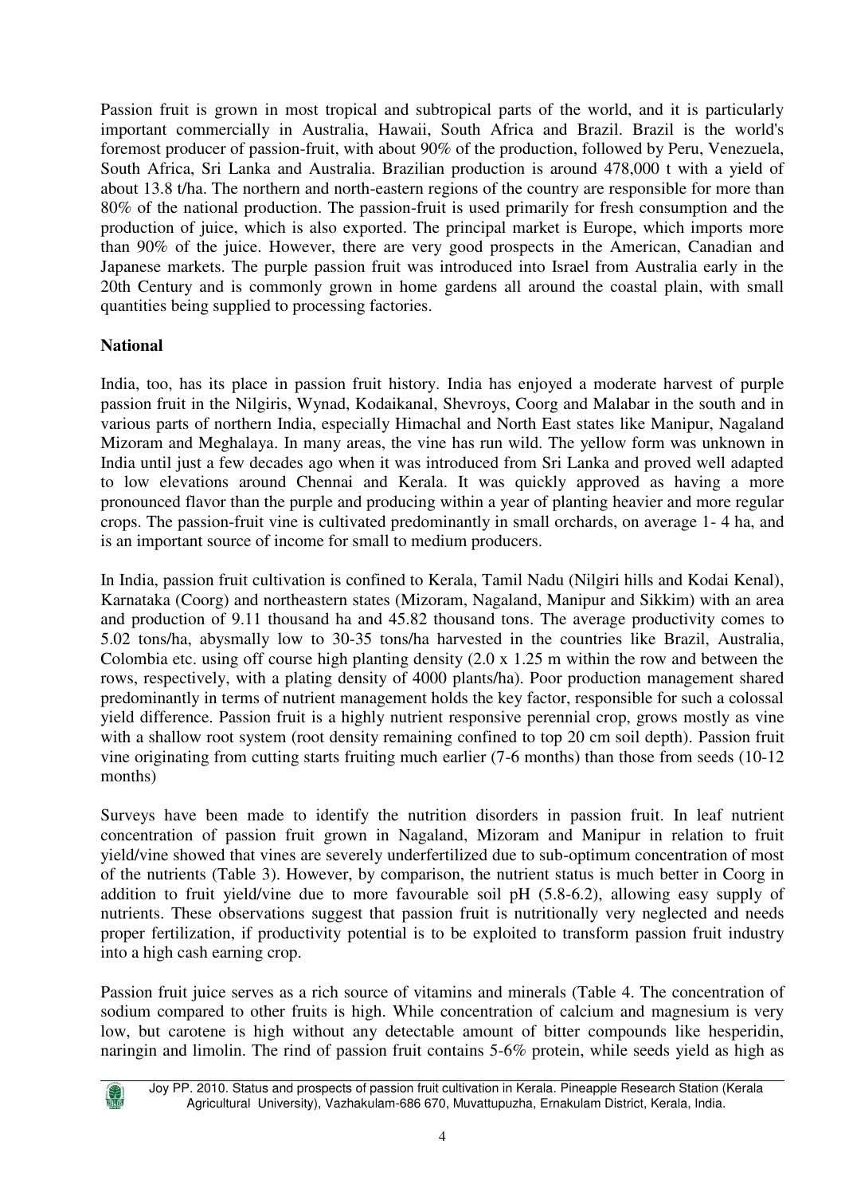Passion fruit is grown in most tropical and subtropical parts of the world, and it is particularly important commercially in Australia, Hawaii, South Africa and Brazil. Brazil is the world's foremost producer of passion-fruit, with about 90% of the production, followed by Peru, Venezuela, South Africa, Sri Lanka and Australia. Brazilian production is around 478,000 t with a yield of about 13.8 t/ha. The northern and north-eastern regions of the country are responsible for more than 80% of the national production. The passion-fruit is used primarily for fresh consumption and the production of juice, which is also exported. The principal market is Europe, which imports more than 90% of the juice. However, there are very good prospects in the American, Canadian and Japanese markets. The purple passion fruit was introduced into Israel from Australia early in the 20th Century and is commonly grown in home gardens all around the coastal plain, with small quantities being supplied to processing factories.

**National**

India, too, has its place in passion fruit history. India has enjoyed a moderate harvest of purple passion fruit in the Nilgiris, Wynad, Kodaikanal, Shevroys, Coorg and Malabar in the south and in various parts of northern India, especially Himachal and North East states like Manipur, Nagaland Mizoram and Meghalaya. In many areas, the vine has run wild. The yellow form was unknown in India until just a few decades ago when it was introduced from Sri Lanka and proved well adapted to low elevations around Chennai and Kerala. It was quickly approved as having a more pronounced flavor than the purple and producing within a year of planting heavier and more regular crops. The passion-fruit vine is cultivated predominantly in small orchards, on average 1- 4 ha, and is an important source of income for small to medium producers.

In India, passion fruit cultivation is confined to Kerala, Tamil Nadu (Nilgiri hills and Kodai Kenal), Karnataka (Coorg) and northeastern states (Mizoram, Nagaland, Manipur and Sikkim) with an area and production of 9.11 thousand ha and 45.82 thousand tons. The average productivity comes to 5.02 tons/ha, abysmally low to 30-35 tons/ha harvested in the countries like Brazil, Australia, Colombia etc. using off course high planting density (2.0 x 1.25 m within the row and between the rows, respectively, with a plating density of 4000 plants/ha). Poor production management shared predominantly in terms of nutrient management holds the key factor, responsible for such a colossal yield difference. Passion fruit is a highly nutrient responsive perennial crop, grows mostly as vine with a shallow root system (root density remaining confined to top 20 cm soil depth). Passion fruit vine originating from cutting starts fruiting much earlier (7-6 months) than those from seeds (10-12 months)

Surveys have been made to identify the nutrition disorders in passion fruit. In leaf nutrient concentration of passion fruit grown in Nagaland, Mizoram and Manipur in relation to fruit yield/vine showed that vines are severely underfertilized due to sub-optimum concentration of most of the nutrients (Table 3). However, by comparison, the nutrient status is much better in Coorg in addition to fruit yield/vine due to more favourable soil pH (5.8-6.2), allowing easy supply of nutrients. These observations suggest that passion fruit is nutritionally very neglected and needs proper fertilization, if productivity potential is to be exploited to transform passion fruit industry into a high cash earning crop.

Passion fruit juice serves as a rich source of vitamins and minerals (Table 4. The concentration of sodium compared to other fruits is high. While concentration of calcium and magnesium is very low, but carotene is high without any detectable amount of bitter compounds like hesperidin, naringin and limolin. The rind of passion fruit contains 5-6% protein, while seeds yield as high as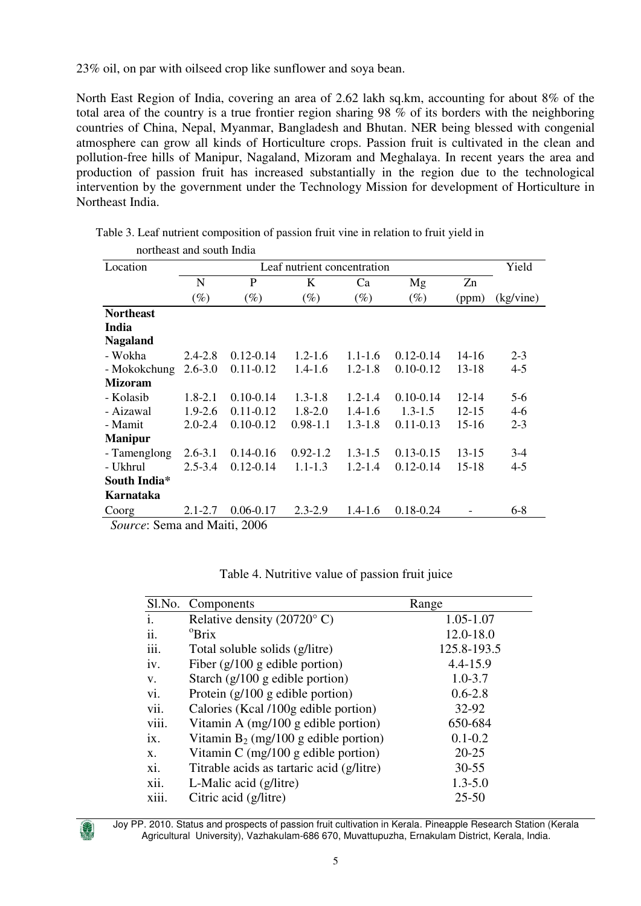23% oil, on par with oilseed crop like sunflower and soya bean.

North East Region of India, covering an area of 2.62 lakh sq.km, accounting for about 8% of the total area of the country is a true frontier region sharing 98 % of its borders with the neighboring countries of China, Nepal, Myanmar, Bangladesh and Bhutan. NER being blessed with congenial atmosphere can grow all kinds of Horticulture crops. Passion fruit is cultivated in the clean and pollution-free hills of Manipur, Nagaland, Mizoram and Meghalaya. In recent years the area and production of passion fruit has increased substantially in the region due to the technological intervention by the government under the Technology Mission for development of Horticulture in Northeast India.

Table 3. Leaf nutrient composition of passion fruit vine in relation to fruit yield in northeast and south India

| Location | Leaf nutrient concentration | | | | | | Yield |
|---|---|---|---|---|---|---|---|
| | N (%) | P (%) | K (%) | Ca (%) | Mg (%) | Zn (ppm) | (kg/vine) |
| **Northeast India** | | | | | | | |
| **Nagaland** | | | | | | | |
| - Wokha | 2.4-2.8 | 0.12-0.14 | 1.2-1.6 | 1.1-1.6 | 0.12-0.14 | 14-16 | 2-3 |
| - Mokokchung | 2.6-3.0 | 0.11-0.12 | 1.4-1.6 | 1.2-1.8 | 0.10-0.12 | 13-18 | 4-5 |
| **Mizoram** | | | | | | | |
| - Kolasib | 1.8-2.1 | 0.10-0.14 | 1.3-1.8 | 1.2-1.4 | 0.10-0.14 | 12-14 | 5-6 |
| - Aizawal | 1.9-2.6 | 0.11-0.12 | 1.8-2.0 | 1.4-1.6 | 1.3-1.5 | 12-15 | 4-6 |
| - Mamit | 2.0-2.4 | 0.10-0.12 | 0.98-1.1 | 1.3-1.8 | 0.11-0.13 | 15-16 | 2-3 |
| **Manipur** | | | | | | | |
| - Tamenglong | 2.6-3.1 | 0.14-0.16 | 0.92-1.2 | 1.3-1.5 | 0.13-0.15 | 13-15 | 3-4 |
| - Ukhrul | 2.5-3.4 | 0.12-0.14 | 1.1-1.3 | 1.2-1.4 | 0.12-0.14 | 15-18 | 4-5 |
| **South India*** | | | | | | | |
| **Karnataka** | | | | | | | |
| Coorg | 2.1-2.7 | 0.06-0.17 | 2.3-2.9 | 1.4-1.6 | 0.18-0.24 | - | 6-8 |

*Source*: Sema and Maiti, 2006

Table 4. Nutritive value of passion fruit juice

| Sl.No. | Components | Range |
|---|---|---|
| i. | Relative density (20720° C) | 1.05-1.07 |
| ii. | °Brix | 12.0-18.0 |
| iii. | Total soluble solids (g/litre) | 125.8-193.5 |
| iv. | Fiber (g/100 g edible portion) | 4.4-15.9 |
| v. | Starch (g/100 g edible portion) | 1.0-3.7 |
| vi. | Protein (g/100 g edible portion) | 0.6-2.8 |
| vii. | Calories (Kcal /100g edible portion) | 32-92 |
| viii. | Vitamin A (mg/100 g edible portion) | 650-684 |
| ix. | Vitamin $B_2$ (mg/100 g edible portion) | 0.1-0.2 |
| x. | Vitamin C (mg/100 g edible portion) | 20-25 |
| xi. | Titrable acids as tartaric acid (g/litre) | 30-55 |
| xii. | L-Malic acid (g/litre) | 1.3-5.0 |
| xiii. | Citric acid (g/litre) | 25-50 |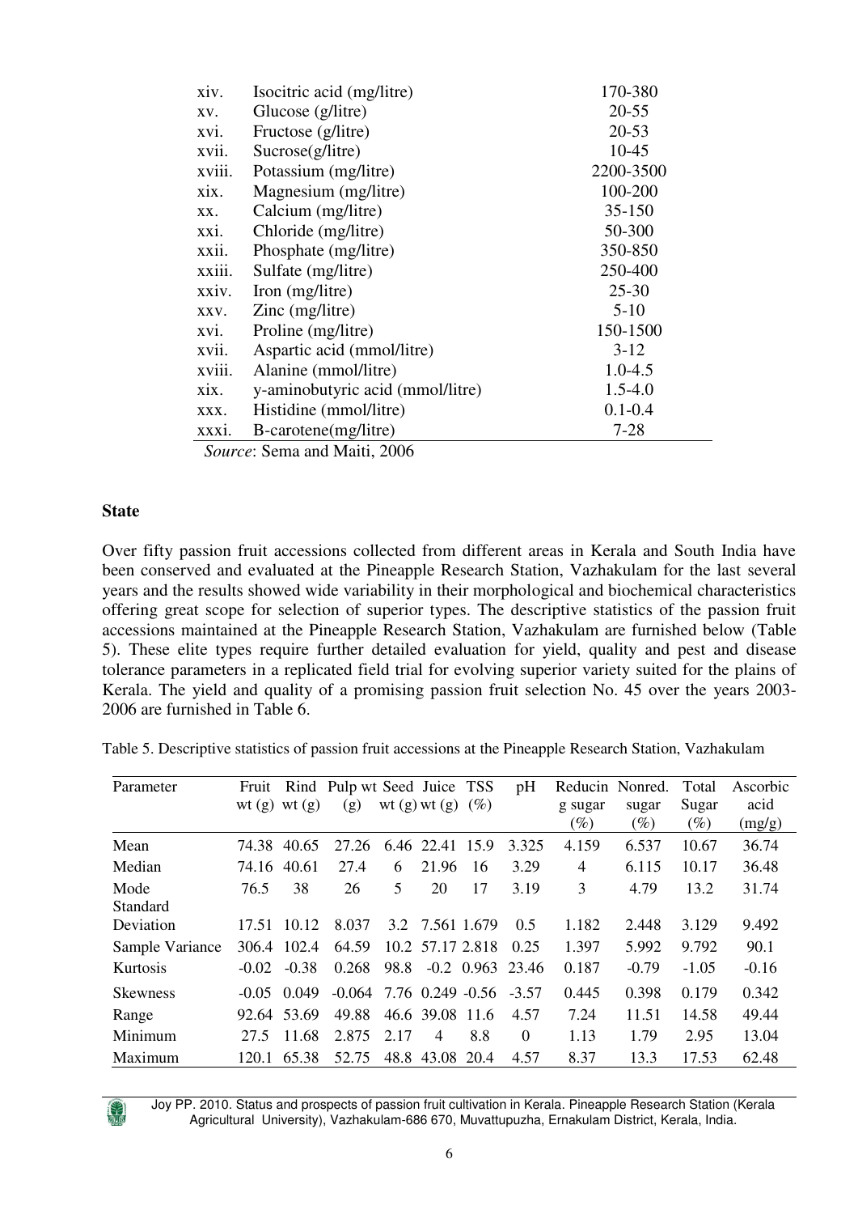| | | |
|---|---|---|
| xiv. | Isocitric acid (mg/litre) | 170-380 |
| xv. | Glucose (g/litre) | 20-55 |
| xvi. | Fructose (g/litre) | 20-53 |
| xvii. | Sucrose(g/litre) | 10-45 |
| xviii. | Potassium (mg/litre) | 2200-3500 |
| xix. | Magnesium (mg/litre) | 100-200 |
| xx. | Calcium (mg/litre) | 35-150 |
| xxi. | Chloride (mg/litre) | 50-300 |
| xxii. | Phosphate (mg/litre) | 350-850 |
| xxiii. | Sulfate (mg/litre) | 250-400 |
| xxiv. | Iron (mg/litre) | 25-30 |
| xxv. | Zinc (mg/litre) | 5-10 |
| xvi. | Proline (mg/litre) | 150-1500 |
| xvii. | Aspartic acid (mmol/litre) | 3-12 |
| xviii. | Alanine (mmol/litre) | 1.0-4.5 |
| xix. | y-aminobutyric acid (mmol/litre) | 1.5-4.0 |
| xxx. | Histidine (mmol/litre) | 0.1-0.4 |
| xxxi. | B-carotene(mg/litre) | 7-28 |

*Source*: Sema and Maiti, 2006

**State**

Over fifty passion fruit accessions collected from different areas in Kerala and South India have been conserved and evaluated at the Pineapple Research Station, Vazhakulam for the last several years and the results showed wide variability in their morphological and biochemical characteristics offering great scope for selection of superior types. The descriptive statistics of the passion fruit accessions maintained at the Pineapple Research Station, Vazhakulam are furnished below (Table 5). These elite types require further detailed evaluation for yield, quality and pest and disease tolerance parameters in a replicated field trial for evolving superior variety suited for the plains of Kerala. The yield and quality of a promising passion fruit selection No. 45 over the years 2003-2006 are furnished in Table 6.

Table 5. Descriptive statistics of passion fruit accessions at the Pineapple Research Station, Vazhakulam

| Parameter | Fruit wt (g) | Rind wt (g) | Pulp wt (g) | Seed wt (g) | Juice wt (g) | TSS (%) | pH | Reducing sugar (%) | Nonred. sugar (%) | Total Sugar (%) | Ascorbic acid (mg/g) |
|---|---|---|---|---|---|---|---|---|---|---|---|
| Mean | 74.38 | 40.65 | 27.26 | 6.46 | 22.41 | 15.9 | 3.325 | 4.159 | 6.537 | 10.67 | 36.74 |
| Median | 74.16 | 40.61 | 27.4 | 6 | 21.96 | 16 | 3.29 | 4 | 6.115 | 10.17 | 36.48 |
| Mode | 76.5 | 38 | 26 | 5 | 20 | 17 | 3.19 | 3 | 4.79 | 13.2 | 31.74 |
| Standard Deviation | 17.51 | 10.12 | 8.037 | 3.2 | 7.561 | 1.679 | 0.5 | 1.182 | 2.448 | 3.129 | 9.492 |
| Sample Variance | 306.4 | 102.4 | 64.59 | 10.2 | 57.17 | 2.818 | 0.25 | 1.397 | 5.992 | 9.792 | 90.1 |
| Kurtosis | -0.02 | -0.38 | 0.268 | 98.8 | -0.2 | 0.963 | 23.46 | 0.187 | -0.79 | -1.05 | -0.16 |
| Skewness | -0.05 | 0.049 | -0.064 | 7.76 | 0.249 | -0.56 | -3.57 | 0.445 | 0.398 | 0.179 | 0.342 |
| Range | 92.64 | 53.69 | 49.88 | 46.6 | 39.08 | 11.6 | 4.57 | 7.24 | 11.51 | 14.58 | 49.44 |
| Minimum | 27.5 | 11.68 | 2.875 | 2.17 | 4 | 8.8 | 0 | 1.13 | 1.79 | 2.95 | 13.04 |
| Maximum | 120.1 | 65.38 | 52.75 | 48.8 | 43.08 | 20.4 | 4.57 | 8.37 | 13.3 | 17.53 | 62.48 |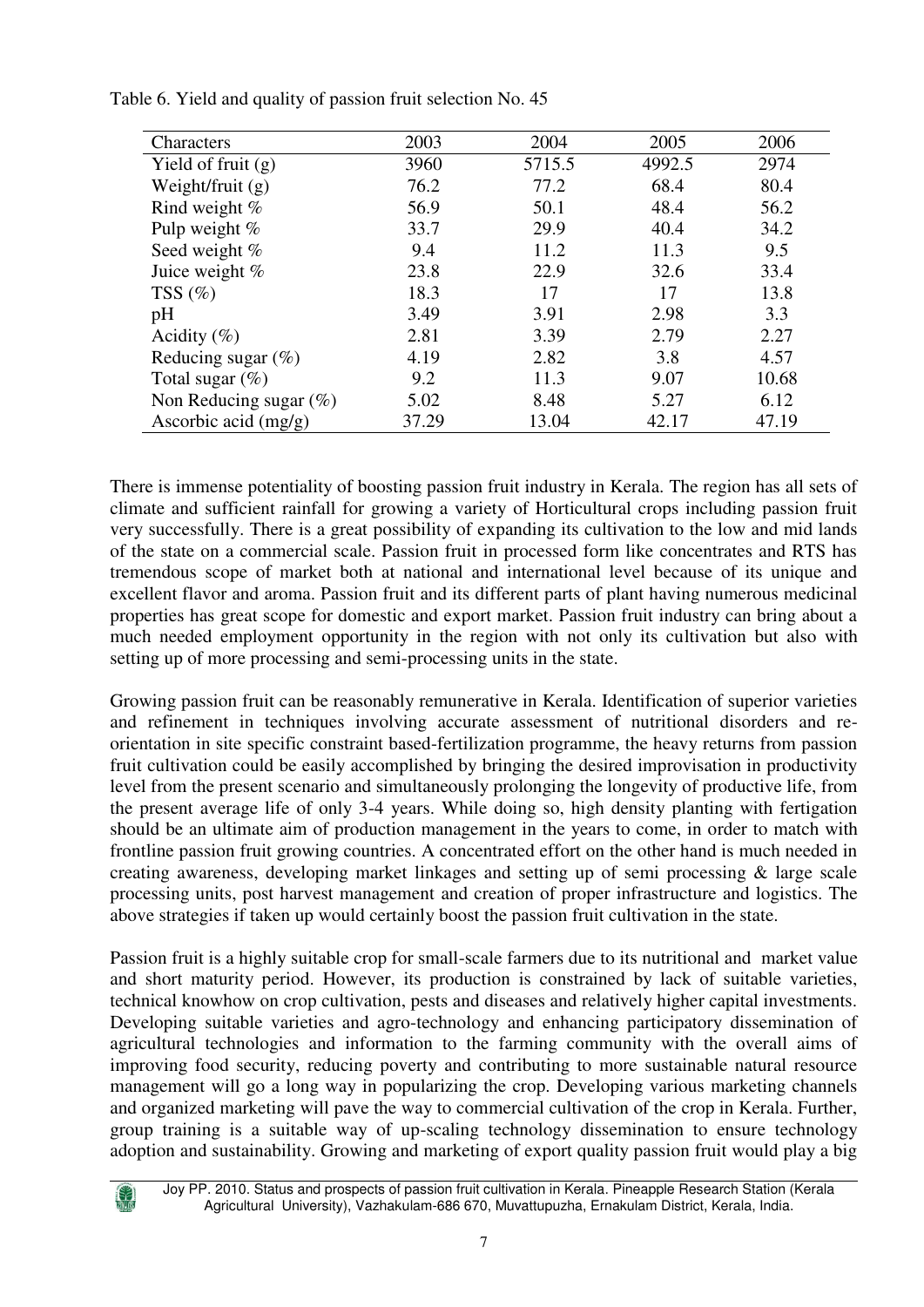Table 6. Yield and quality of passion fruit selection No. 45

| Characters | 2003 | 2004 | 2005 | 2006 |
|---|---|---|---|---|
| Yield of fruit (g) | 3960 | 5715.5 | 4992.5 | 2974 |
| Weight/fruit (g) | 76.2 | 77.2 | 68.4 | 80.4 |
| Rind weight % | 56.9 | 50.1 | 48.4 | 56.2 |
| Pulp weight % | 33.7 | 29.9 | 40.4 | 34.2 |
| Seed weight % | 9.4 | 11.2 | 11.3 | 9.5 |
| Juice weight % | 23.8 | 22.9 | 32.6 | 33.4 |
| TSS (%) | 18.3 | 17 | 17 | 13.8 |
| pH | 3.49 | 3.91 | 2.98 | 3.3 |
| Acidity (%) | 2.81 | 3.39 | 2.79 | 2.27 |
| Reducing sugar (%) | 4.19 | 2.82 | 3.8 | 4.57 |
| Total sugar (%) | 9.2 | 11.3 | 9.07 | 10.68 |
| Non Reducing sugar (%) | 5.02 | 8.48 | 5.27 | 6.12 |
| Ascorbic acid (mg/g) | 37.29 | 13.04 | 42.17 | 47.19 |

There is immense potentiality of boosting passion fruit industry in Kerala. The region has all sets of climate and sufficient rainfall for growing a variety of Horticultural crops including passion fruit very successfully. There is a great possibility of expanding its cultivation to the low and mid lands of the state on a commercial scale. Passion fruit in processed form like concentrates and RTS has tremendous scope of market both at national and international level because of its unique and excellent flavor and aroma. Passion fruit and its different parts of plant having numerous medicinal properties has great scope for domestic and export market. Passion fruit industry can bring about a much needed employment opportunity in the region with not only its cultivation but also with setting up of more processing and semi-processing units in the state.

Growing passion fruit can be reasonably remunerative in Kerala. Identification of superior varieties and refinement in techniques involving accurate assessment of nutritional disorders and re-orientation in site specific constraint based-fertilization programme, the heavy returns from passion fruit cultivation could be easily accomplished by bringing the desired improvisation in productivity level from the present scenario and simultaneously prolonging the longevity of productive life, from the present average life of only 3-4 years. While doing so, high density planting with fertigation should be an ultimate aim of production management in the years to come, in order to match with frontline passion fruit growing countries. A concentrated effort on the other hand is much needed in creating awareness, developing market linkages and setting up of semi processing & large scale processing units, post harvest management and creation of proper infrastructure and logistics. The above strategies if taken up would certainly boost the passion fruit cultivation in the state.

Passion fruit is a highly suitable crop for small-scale farmers due to its nutritional and market value and short maturity period. However, its production is constrained by lack of suitable varieties, technical knowhow on crop cultivation, pests and diseases and relatively higher capital investments. Developing suitable varieties and agro-technology and enhancing participatory dissemination of agricultural technologies and information to the farming community with the overall aims of improving food security, reducing poverty and contributing to more sustainable natural resource management will go a long way in popularizing the crop. Developing various marketing channels and organized marketing will pave the way to commercial cultivation of the crop in Kerala. Further, group training is a suitable way of up-scaling technology dissemination to ensure technology adoption and sustainability. Growing and marketing of export quality passion fruit would play a big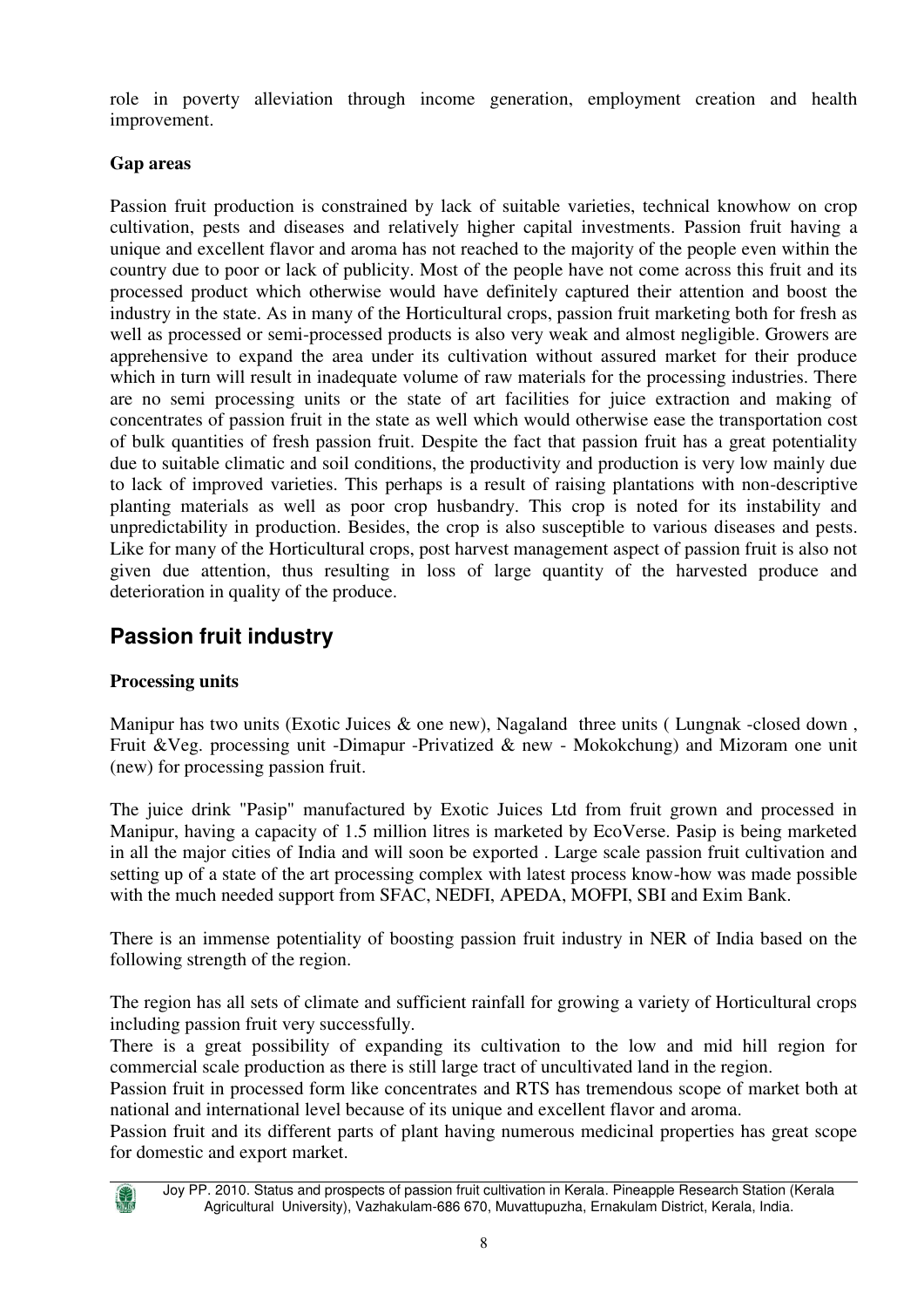role in poverty alleviation through income generation, employment creation and health improvement.

**Gap areas**

Passion fruit production is constrained by lack of suitable varieties, technical knowhow on crop cultivation, pests and diseases and relatively higher capital investments. Passion fruit having a unique and excellent flavor and aroma has not reached to the majority of the people even within the country due to poor or lack of publicity. Most of the people have not come across this fruit and its processed product which otherwise would have definitely captured their attention and boost the industry in the state. As in many of the Horticultural crops, passion fruit marketing both for fresh as well as processed or semi-processed products is also very weak and almost negligible. Growers are apprehensive to expand the area under its cultivation without assured market for their produce which in turn will result in inadequate volume of raw materials for the processing industries. There are no semi processing units or the state of art facilities for juice extraction and making of concentrates of passion fruit in the state as well which would otherwise ease the transportation cost of bulk quantities of fresh passion fruit. Despite the fact that passion fruit has a great potentiality due to suitable climatic and soil conditions, the productivity and production is very low mainly due to lack of improved varieties. This perhaps is a result of raising plantations with non-descriptive planting materials as well as poor crop husbandry. This crop is noted for its instability and unpredictability in production. Besides, the crop is also susceptible to various diseases and pests. Like for many of the Horticultural crops, post harvest management aspect of passion fruit is also not given due attention, thus resulting in loss of large quantity of the harvested produce and deterioration in quality of the produce.

## Passion fruit industry

**Processing units**

Manipur has two units (Exotic Juices & one new), Nagaland three units ( Lungnak -closed down , Fruit &Veg. processing unit -Dimapur -Privatized & new - Mokokchung) and Mizoram one unit (new) for processing passion fruit.

The juice drink "Pasip" manufactured by Exotic Juices Ltd from fruit grown and processed in Manipur, having a capacity of 1.5 million litres is marketed by EcoVerse. Pasip is being marketed in all the major cities of India and will soon be exported . Large scale passion fruit cultivation and setting up of a state of the art processing complex with latest process know-how was made possible with the much needed support from SFAC, NEDFI, APEDA, MOFPI, SBI and Exim Bank.

There is an immense potentiality of boosting passion fruit industry in NER of India based on the following strength of the region.

The region has all sets of climate and sufficient rainfall for growing a variety of Horticultural crops including passion fruit very successfully.

There is a great possibility of expanding its cultivation to the low and mid hill region for commercial scale production as there is still large tract of uncultivated land in the region.

Passion fruit in processed form like concentrates and RTS has tremendous scope of market both at national and international level because of its unique and excellent flavor and aroma.

Passion fruit and its different parts of plant having numerous medicinal properties has great scope for domestic and export market.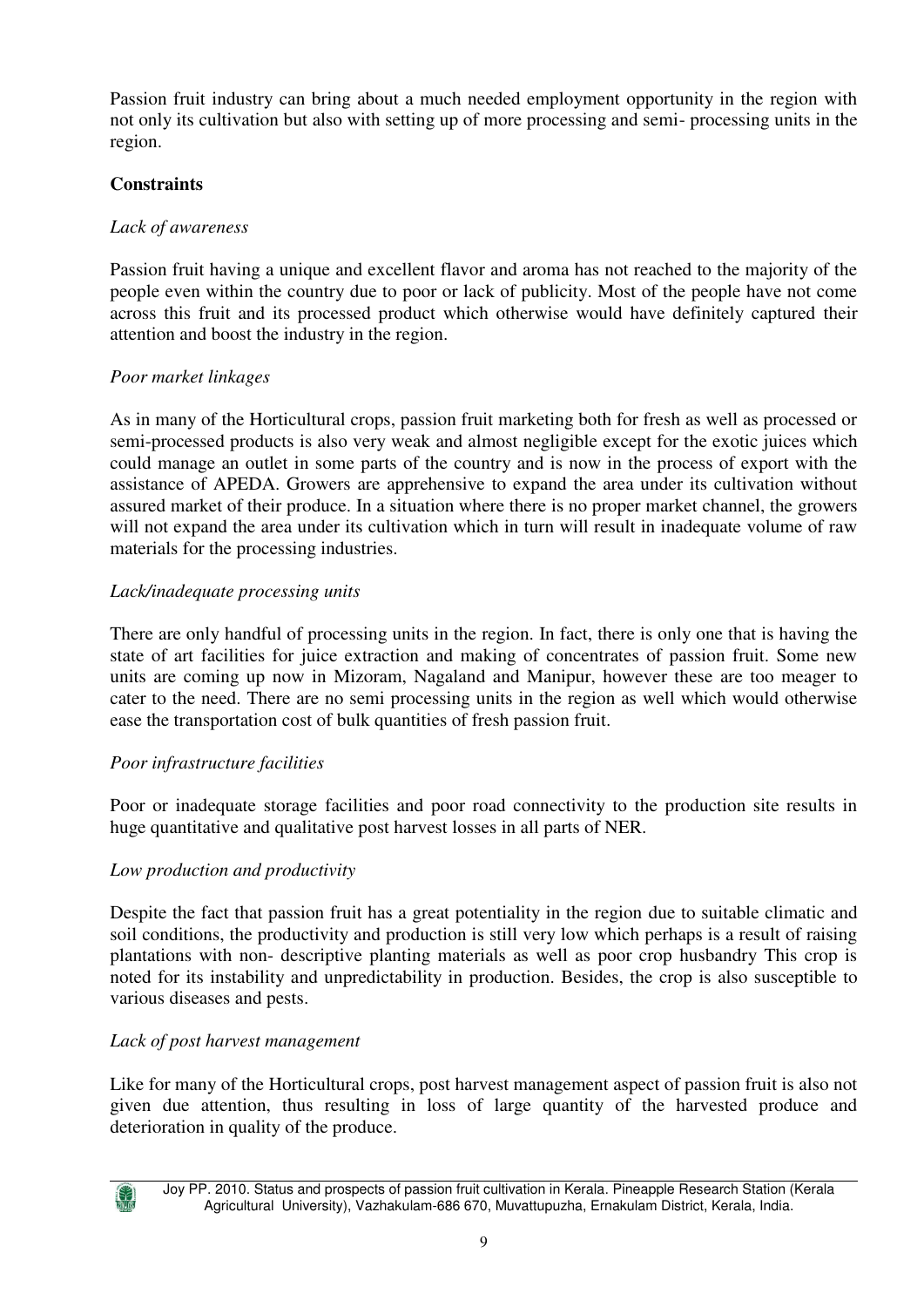Passion fruit industry can bring about a much needed employment opportunity in the region with not only its cultivation but also with setting up of more processing and semi- processing units in the region.

**Constraints**

*Lack of awareness*

Passion fruit having a unique and excellent flavor and aroma has not reached to the majority of the people even within the country due to poor or lack of publicity. Most of the people have not come across this fruit and its processed product which otherwise would have definitely captured their attention and boost the industry in the region.

*Poor market linkages*

As in many of the Horticultural crops, passion fruit marketing both for fresh as well as processed or semi-processed products is also very weak and almost negligible except for the exotic juices which could manage an outlet in some parts of the country and is now in the process of export with the assistance of APEDA. Growers are apprehensive to expand the area under its cultivation without assured market of their produce. In a situation where there is no proper market channel, the growers will not expand the area under its cultivation which in turn will result in inadequate volume of raw materials for the processing industries.

*Lack/inadequate processing units*

There are only handful of processing units in the region. In fact, there is only one that is having the state of art facilities for juice extraction and making of concentrates of passion fruit. Some new units are coming up now in Mizoram, Nagaland and Manipur, however these are too meager to cater to the need. There are no semi processing units in the region as well which would otherwise ease the transportation cost of bulk quantities of fresh passion fruit.

*Poor infrastructure facilities*

Poor or inadequate storage facilities and poor road connectivity to the production site results in huge quantitative and qualitative post harvest losses in all parts of NER.

*Low production and productivity*

Despite the fact that passion fruit has a great potentiality in the region due to suitable climatic and soil conditions, the productivity and production is still very low which perhaps is a result of raising plantations with non- descriptive planting materials as well as poor crop husbandry This crop is noted for its instability and unpredictability in production. Besides, the crop is also susceptible to various diseases and pests.

*Lack of post harvest management*

Like for many of the Horticultural crops, post harvest management aspect of passion fruit is also not given due attention, thus resulting in loss of large quantity of the harvested produce and deterioration in quality of the produce.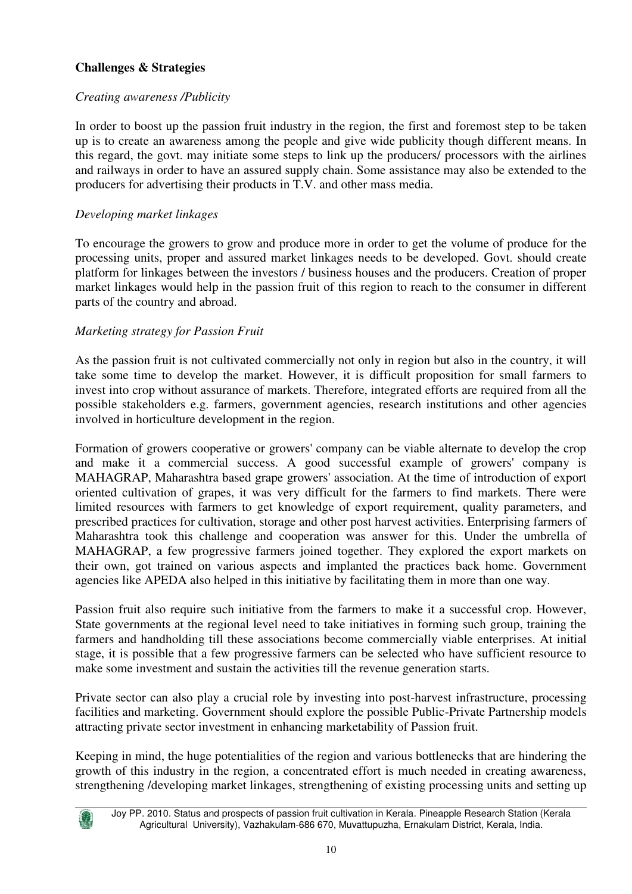**Challenges & Strategies**

*Creating awareness /Publicity*

In order to boost up the passion fruit industry in the region, the first and foremost step to be taken up is to create an awareness among the people and give wide publicity though different means. In this regard, the govt. may initiate some steps to link up the producers/ processors with the airlines and railways in order to have an assured supply chain. Some assistance may also be extended to the producers for advertising their products in T.V. and other mass media.

*Developing market linkages*

To encourage the growers to grow and produce more in order to get the volume of produce for the processing units, proper and assured market linkages needs to be developed. Govt. should create platform for linkages between the investors / business houses and the producers. Creation of proper market linkages would help in the passion fruit of this region to reach to the consumer in different parts of the country and abroad.

*Marketing strategy for Passion Fruit*

As the passion fruit is not cultivated commercially not only in region but also in the country, it will take some time to develop the market. However, it is difficult proposition for small farmers to invest into crop without assurance of markets. Therefore, integrated efforts are required from all the possible stakeholders e.g. farmers, government agencies, research institutions and other agencies involved in horticulture development in the region.

Formation of growers cooperative or growers' company can be viable alternate to develop the crop and make it a commercial success. A good successful example of growers' company is MAHAGRAP, Maharashtra based grape growers' association. At the time of introduction of export oriented cultivation of grapes, it was very difficult for the farmers to find markets. There were limited resources with farmers to get knowledge of export requirement, quality parameters, and prescribed practices for cultivation, storage and other post harvest activities. Enterprising farmers of Maharashtra took this challenge and cooperation was answer for this. Under the umbrella of MAHAGRAP, a few progressive farmers joined together. They explored the export markets on their own, got trained on various aspects and implanted the practices back home. Government agencies like APEDA also helped in this initiative by facilitating them in more than one way.

Passion fruit also require such initiative from the farmers to make it a successful crop. However, State governments at the regional level need to take initiatives in forming such group, training the farmers and handholding till these associations become commercially viable enterprises. At initial stage, it is possible that a few progressive farmers can be selected who have sufficient resource to make some investment and sustain the activities till the revenue generation starts.

Private sector can also play a crucial role by investing into post-harvest infrastructure, processing facilities and marketing. Government should explore the possible Public-Private Partnership models attracting private sector investment in enhancing marketability of Passion fruit.

Keeping in mind, the huge potentialities of the region and various bottlenecks that are hindering the growth of this industry in the region, a concentrated effort is much needed in creating awareness, strengthening /developing market linkages, strengthening of existing processing units and setting up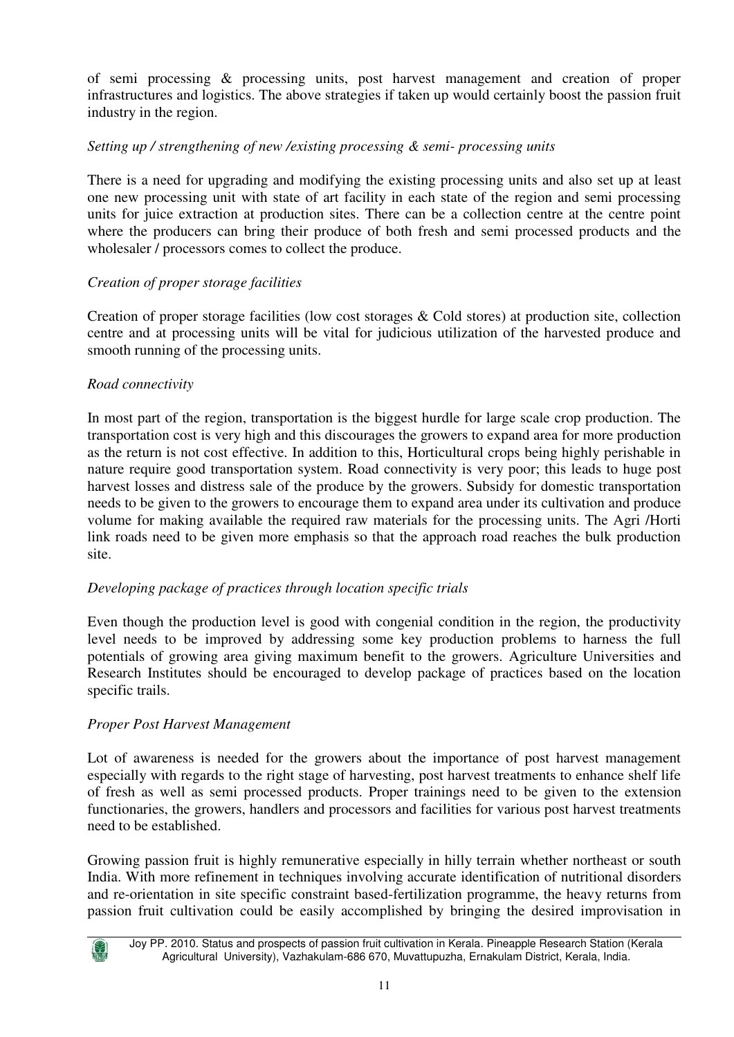of semi processing & processing units, post harvest management and creation of proper infrastructures and logistics. The above strategies if taken up would certainly boost the passion fruit industry in the region.

*Setting up / strengthening of new /existing processing & semi- processing units*

There is a need for upgrading and modifying the existing processing units and also set up at least one new processing unit with state of art facility in each state of the region and semi processing units for juice extraction at production sites. There can be a collection centre at the centre point where the producers can bring their produce of both fresh and semi processed products and the wholesaler / processors comes to collect the produce.

*Creation of proper storage facilities*

Creation of proper storage facilities (low cost storages & Cold stores) at production site, collection centre and at processing units will be vital for judicious utilization of the harvested produce and smooth running of the processing units.

*Road connectivity*

In most part of the region, transportation is the biggest hurdle for large scale crop production. The transportation cost is very high and this discourages the growers to expand area for more production as the return is not cost effective. In addition to this, Horticultural crops being highly perishable in nature require good transportation system. Road connectivity is very poor; this leads to huge post harvest losses and distress sale of the produce by the growers. Subsidy for domestic transportation needs to be given to the growers to encourage them to expand area under its cultivation and produce volume for making available the required raw materials for the processing units. The Agri /Horti link roads need to be given more emphasis so that the approach road reaches the bulk production site.

*Developing package of practices through location specific trials*

Even though the production level is good with congenial condition in the region, the productivity level needs to be improved by addressing some key production problems to harness the full potentials of growing area giving maximum benefit to the growers. Agriculture Universities and Research Institutes should be encouraged to develop package of practices based on the location specific trails.

*Proper Post Harvest Management*

Lot of awareness is needed for the growers about the importance of post harvest management especially with regards to the right stage of harvesting, post harvest treatments to enhance shelf life of fresh as well as semi processed products. Proper trainings need to be given to the extension functionaries, the growers, handlers and processors and facilities for various post harvest treatments need to be established.

Growing passion fruit is highly remunerative especially in hilly terrain whether northeast or south India. With more refinement in techniques involving accurate identification of nutritional disorders and re-orientation in site specific constraint based-fertilization programme, the heavy returns from passion fruit cultivation could be easily accomplished by bringing the desired improvisation in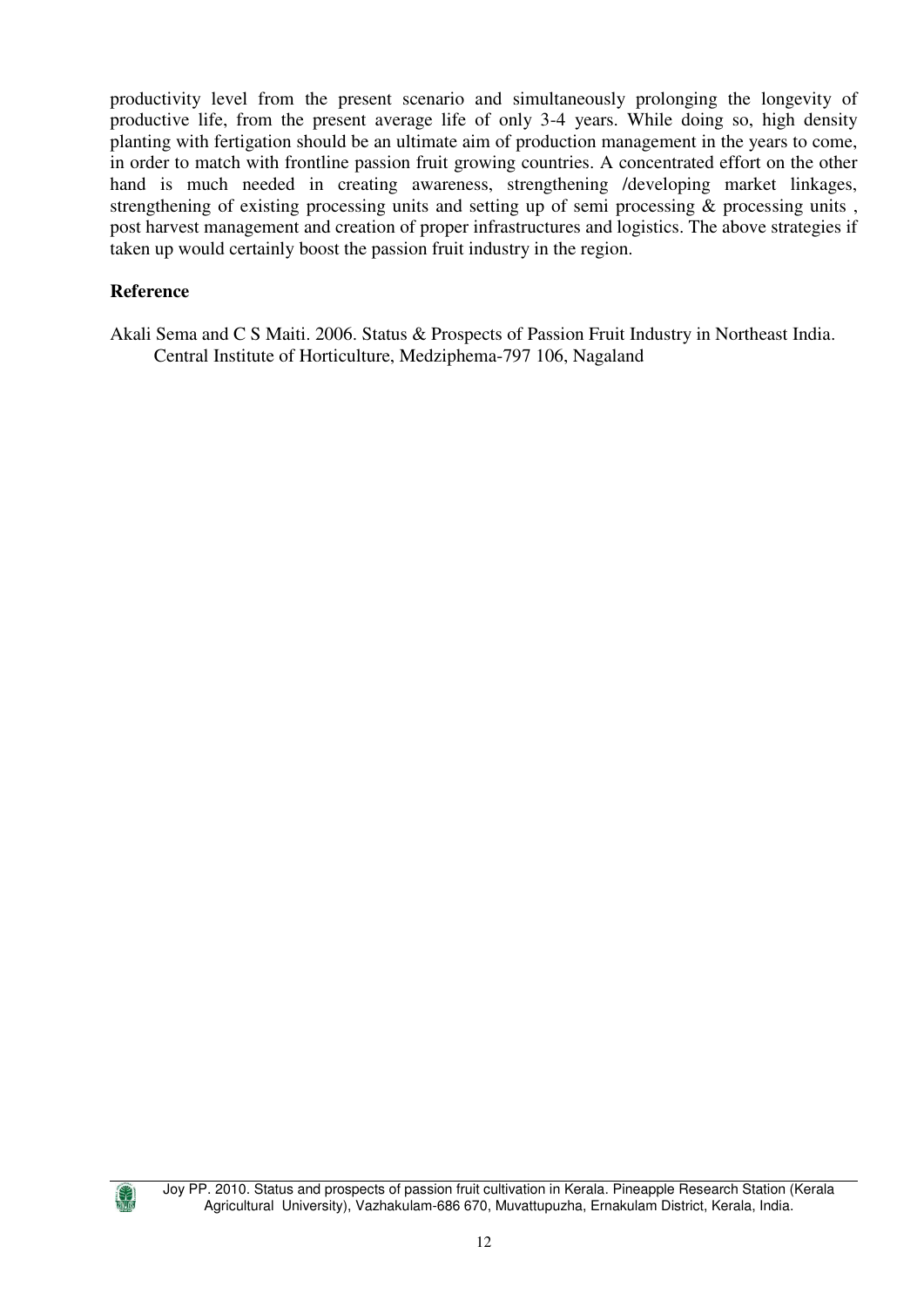productivity level from the present scenario and simultaneously prolonging the longevity of productive life, from the present average life of only 3-4 years. While doing so, high density planting with fertigation should be an ultimate aim of production management in the years to come, in order to match with frontline passion fruit growing countries. A concentrated effort on the other hand is much needed in creating awareness, strengthening /developing market linkages, strengthening of existing processing units and setting up of semi processing & processing units , post harvest management and creation of proper infrastructures and logistics. The above strategies if taken up would certainly boost the passion fruit industry in the region.

**Reference**

Akali Sema and C S Maiti. 2006. Status & Prospects of Passion Fruit Industry in Northeast India. Central Institute of Horticulture, Medziphema-797 106, Nagaland